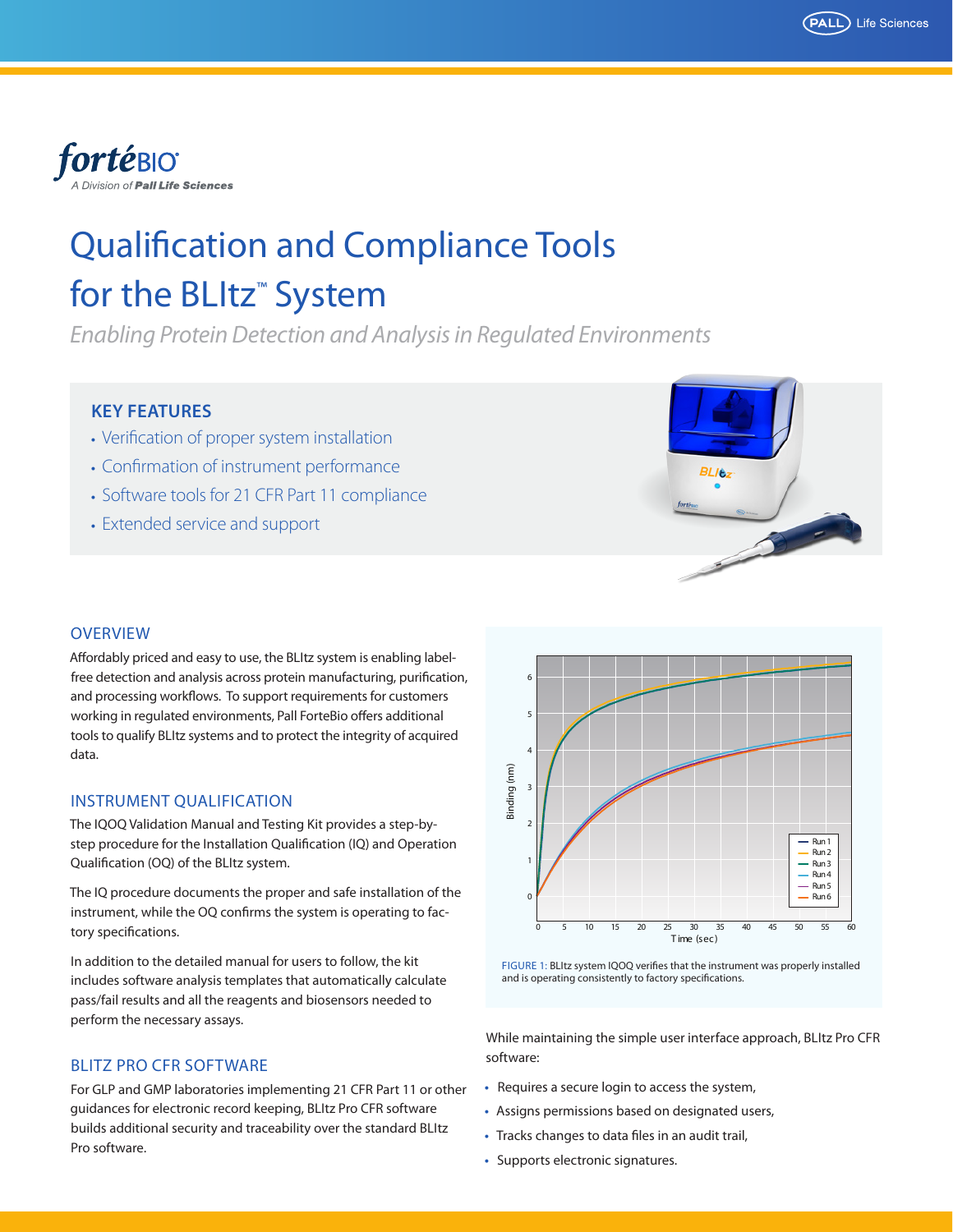fortéBIO
A Division of Pall Life Sciences

# Qualification and Compliance Tools for the BLItz™ System

*Enabling Protein Detection and Analysis in Regulated Environments*

## KEY FEATURES

- Verification of proper system installation
- Confirmation of instrument performance
- Software tools for 21 CFR Part 11 compliance
- Extended service and support

## OVERVIEW

Affordably priced and easy to use, the BLItz system is enabling label-free detection and analysis across protein manufacturing, purification, and processing workflows. To support requirements for customers working in regulated environments, Pall ForteBio offers additional tools to qualify BLItz systems and to protect the integrity of acquired data.

## INSTRUMENT QUALIFICATION

The IQOQ Validation Manual and Testing Kit provides a step-by-step procedure for the Installation Qualification (IQ) and Operation Qualification (OQ) of the BLItz system.

The IQ procedure documents the proper and safe installation of the instrument, while the OQ confirms the system is operating to factory specifications.

In addition to the detailed manual for users to follow, the kit includes software analysis templates that automatically calculate pass/fail results and all the reagents and biosensors needed to perform the necessary assays.

## BLITZ PRO CFR SOFTWARE

For GLP and GMP laboratories implementing 21 CFR Part 11 or other guidances for electronic record keeping, BLItz Pro CFR software builds additional security and traceability over the standard BLItz Pro software.

FIGURE 1: BLItz system IQOQ verifies that the instrument was properly installed and is operating consistently to factory specifications.

While maintaining the simple user interface approach, BLItz Pro CFR software:

- Requires a secure login to access the system,
- Assigns permissions based on designated users,
- Tracks changes to data files in an audit trail,
- Supports electronic signatures.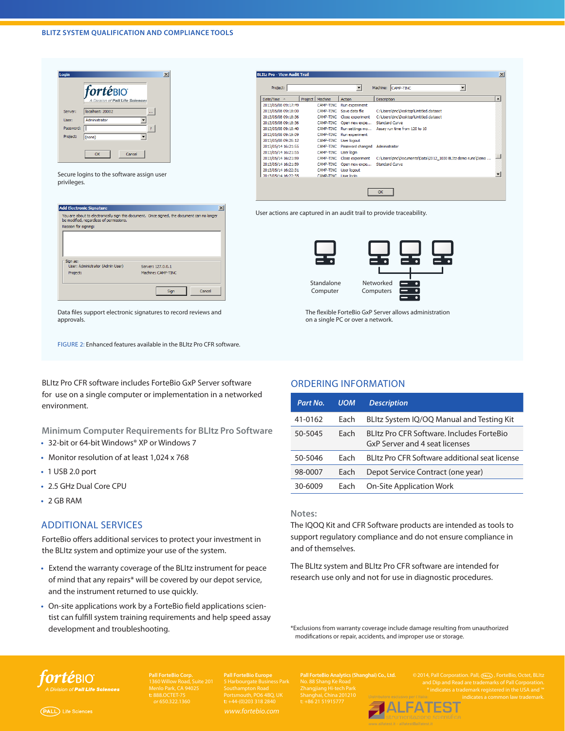## BLITZ SYSTEM QUALIFICATION AND COMPLIANCE TOOLS

Secure logins to the software assign user privileges.

User actions are captured in an audit trail to provide traceability.

Data files support electronic signatures to record reviews and approvals.

Standalone Computer

Networked Computers

The flexible ForteBio GxP Server allows administration on a single PC or over a network.

FIGURE 2: Enhanced features available in the BLItz Pro CFR software.

BLItz Pro CFR software includes ForteBio GxP Server software for use on a single computer or implementation in a networked environment.

### Minimum Computer Requirements for BLItz Pro Software

- 32-bit or 64-bit Windows® XP or Windows 7
- Monitor resolution of at least 1,024 x 768
- 1 USB 2.0 port
- 2.5 GHz Dual Core CPU
- 2 GB RAM

## ADDITIONAL SERVICES

ForteBio offers additional services to protect your investment in the BLItz system and optimize your use of the system.

- Extend the warranty coverage of the BLItz instrument for peace of mind that any repairs* will be covered by our depot service, and the instrument returned to use quickly.
- On-site applications work by a ForteBio field applications scientist can fulfill system training requirements and help speed assay development and troubleshooting.

## ORDERING INFORMATION

| Part No. | UOM | Description |
|---|---|---|
| 41-0162 | Each | BLItz System IQ/OQ Manual and Testing Kit |
| 50-5045 | Each | BLItz Pro CFR Software. Includes ForteBio GxP Server and 4 seat licenses |
| 50-5046 | Each | BLItz Pro CFR Software additional seat license |
| 98-0007 | Each | Depot Service Contract (one year) |
| 30-6009 | Each | On-Site Application Work |

### Notes:

The IQOQ Kit and CFR Software products are intended as tools to support regulatory compliance and do not ensure compliance in and of themselves.

The BLItz system and BLItz Pro CFR software are intended for research use only and not for use in diagnostic procedures.

*Exclusions from warranty coverage include damage resulting from unauthorized modifications or repair, accidents, and improper use or storage.

fortéBIO
A Division of Pall Life Sciences

**Pall ForteBio Corp.**
1360 Willow Road, Suite 201
Menlo Park, CA 94025
t: 888.OCTET-75
or 650.322.1360

**Pall ForteBio Europe**
5 Harbourgate Business Park
Southampton Road
Portsmouth, PO6 4BQ, UK
t: +44-(0)203 318 2840

www.fortebio.com

**Pall ForteBio Analytics (Shanghai) Co., Ltd.**
No. 88 Shang Ke Road
Zhangjiang Hi-tech Park
Shanghai, China 201210
t: +86 21 51915777

©2014, Pall Corporation. Pall, (PALL), ForteBio, Octet, BLItz and Dip and Read are trademarks of Pall Corporation. ® indicates a trademark registered in the USA and ™ indicates a common law trademark.

PALL Life Sciences

Distributore esclusivo per l'Italia:
ALFATEST strumentazione scientifica
www.alfatest.it - alfatest@alfatest.it